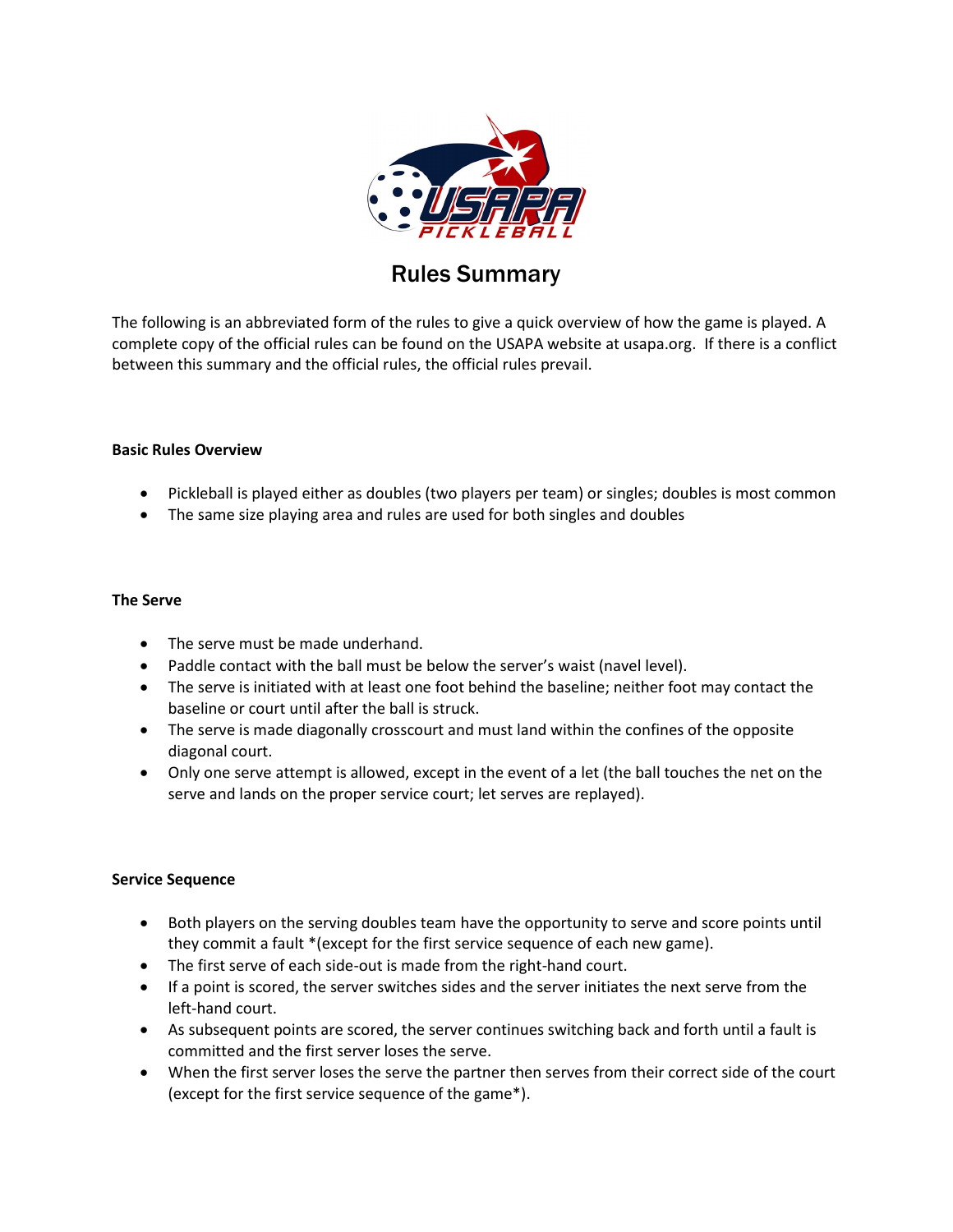# Rules Summary

The following is an abbreviated form of the rules to give a quick overview of how the game is played. A complete copy of the official rules can be found on the USAPA website at usapa.org. If there is a conflict between this summary and the official rules, the official rules prevail.

**Basic Rules Overview**

- Pickleball is played either as doubles (two players per team) or singles; doubles is most common
- The same size playing area and rules are used for both singles and doubles

**The Serve**

- The serve must be made underhand.
- Paddle contact with the ball must be below the server's waist (navel level).
- The serve is initiated with at least one foot behind the baseline; neither foot may contact the baseline or court until after the ball is struck.
- The serve is made diagonally crosscourt and must land within the confines of the opposite diagonal court.
- Only one serve attempt is allowed, except in the event of a let (the ball touches the net on the serve and lands on the proper service court; let serves are replayed).

**Service Sequence**

- Both players on the serving doubles team have the opportunity to serve and score points until they commit a fault *(except for the first service sequence of each new game).
- The first serve of each side-out is made from the right-hand court.
- If a point is scored, the server switches sides and the server initiates the next serve from the left-hand court.
- As subsequent points are scored, the server continues switching back and forth until a fault is committed and the first server loses the serve.
- When the first server loses the serve the partner then serves from their correct side of the court (except for the first service sequence of the game*).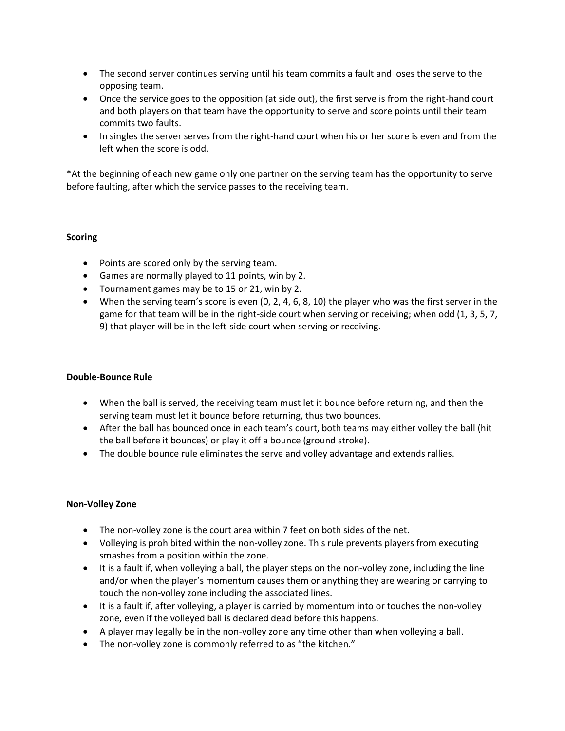- The second server continues serving until his team commits a fault and loses the serve to the opposing team.
- Once the service goes to the opposition (at side out), the first serve is from the right-hand court and both players on that team have the opportunity to serve and score points until their team commits two faults.
- In singles the server serves from the right-hand court when his or her score is even and from the left when the score is odd.

*At the beginning of each new game only one partner on the serving team has the opportunity to serve before faulting, after which the service passes to the receiving team.

**Scoring**

- Points are scored only by the serving team.
- Games are normally played to 11 points, win by 2.
- Tournament games may be to 15 or 21, win by 2.
- When the serving team's score is even (0, 2, 4, 6, 8, 10) the player who was the first server in the game for that team will be in the right-side court when serving or receiving; when odd (1, 3, 5, 7, 9) that player will be in the left-side court when serving or receiving.

**Double-Bounce Rule**

- When the ball is served, the receiving team must let it bounce before returning, and then the serving team must let it bounce before returning, thus two bounces.
- After the ball has bounced once in each team's court, both teams may either volley the ball (hit the ball before it bounces) or play it off a bounce (ground stroke).
- The double bounce rule eliminates the serve and volley advantage and extends rallies.

**Non-Volley Zone**

- The non-volley zone is the court area within 7 feet on both sides of the net.
- Volleying is prohibited within the non-volley zone. This rule prevents players from executing smashes from a position within the zone.
- It is a fault if, when volleying a ball, the player steps on the non-volley zone, including the line and/or when the player's momentum causes them or anything they are wearing or carrying to touch the non-volley zone including the associated lines.
- It is a fault if, after volleying, a player is carried by momentum into or touches the non-volley zone, even if the volleyed ball is declared dead before this happens.
- A player may legally be in the non-volley zone any time other than when volleying a ball.
- The non-volley zone is commonly referred to as "the kitchen."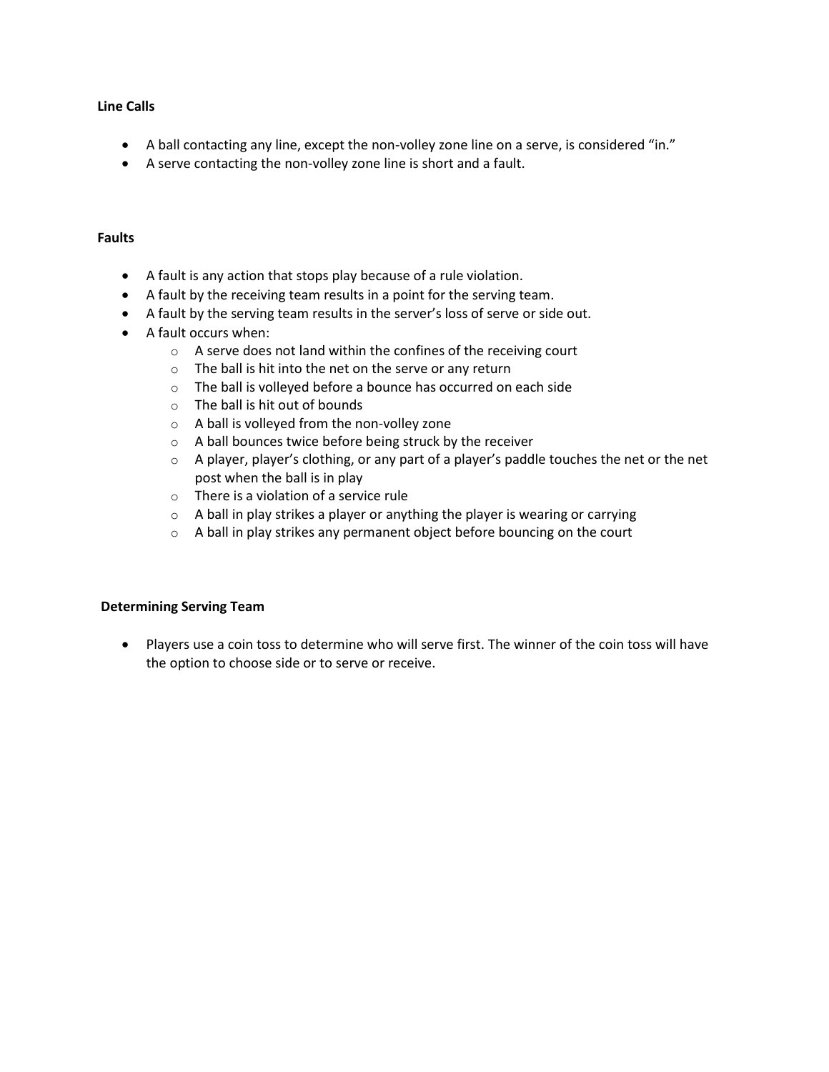**Line Calls**

- A ball contacting any line, except the non-volley zone line on a serve, is considered "in."
- A serve contacting the non-volley zone line is short and a fault.

**Faults**

- A fault is any action that stops play because of a rule violation.
- A fault by the receiving team results in a point for the serving team.
- A fault by the serving team results in the server's loss of serve or side out.
- A fault occurs when:
  - A serve does not land within the confines of the receiving court
  - The ball is hit into the net on the serve or any return
  - The ball is volleyed before a bounce has occurred on each side
  - The ball is hit out of bounds
  - A ball is volleyed from the non-volley zone
  - A ball bounces twice before being struck by the receiver
  - A player, player's clothing, or any part of a player's paddle touches the net or the net post when the ball is in play
  - There is a violation of a service rule
  - A ball in play strikes a player or anything the player is wearing or carrying
  - A ball in play strikes any permanent object before bouncing on the court

**Determining Serving Team**

- Players use a coin toss to determine who will serve first. The winner of the coin toss will have the option to choose side or to serve or receive.